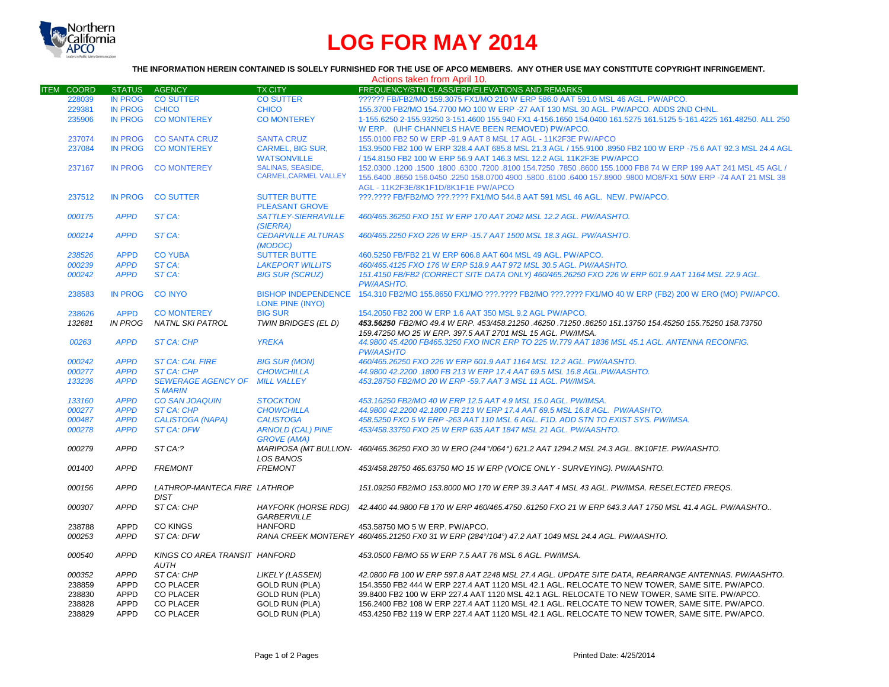# LOG FOR MAY 2014

**THE INFORMATION HEREIN CONTAINED IS SOLELY FURNISHED FOR THE USE OF APCO MEMBERS. ANY OTHER USE MAY CONSTITUTE COPYRIGHT INFRINGEMENT.**

Actions taken from April 10.

| ITEM | COORD | STATUS | AGENCY | TX CITY | FREQUENCY/STN CLASS/ERP/ELEVATIONS AND REMARKS |
|---|---|---|---|---|---|
| | 228039 | IN PROG | CO SUTTER | CO SUTTER | ?????? FB/FB2/MO 159.3075 FX1/MO 210 W ERP 586.0 AAT 591.0 MSL 46 AGL. PW/APCO. |
| | 229381 | IN PROG | CHICO | CHICO | 155.3700 FB2/MO 154.7700 MO 100 W ERP -27 AAT 130 MSL 30 AGL. PW/APCO. ADDS 2ND CHNL. |
| | 235906 | IN PROG | CO MONTEREY | CO MONTEREY | 1-155.6250 2-155.93250 3-151.4600 155.940 FX1 4-156.1650 154.0400 161.5275 161.5125 5-161.4225 161.48250. ALL 250 W ERP. (UHF CHANNELS HAVE BEEN REMOVED) PW/APCO. |
| | 237074 | IN PROG | CO SANTA CRUZ | SANTA CRUZ | 155.0100 FB2 50 W ERP -91.9 AAT 8 MSL 17 AGL - 11K2F3E PW/APCO |
| | 237084 | IN PROG | CO MONTEREY | CARMEL, BIG SUR, WATSONVILLE | 153.9500 FB2 100 W ERP 328.4 AAT 685.8 MSL 21.3 AGL / 155.9100 .8950 FB2 100 W ERP -75.6 AAT 92.3 MSL 24.4 AGL / 154.8150 FB2 100 W ERP 56.9 AAT 146.3 MSL 12.2 AGL 11K2F3E PW/APCO |
| | 237167 | IN PROG | CO MONTEREY | SALINAS, SEASIDE, CARMEL,CARMEL VALLEY | 152.0300 .1200 .1500 .1800 .6300 .7200 .8100 154.7250 .7850 .8600 155.1000 FB8 74 W ERP 199 AAT 241 MSL 45 AGL / 155.6400 .8650 156.0450 .2250 158.0700 4900 .5800 .6100 .6400 157.8900 .9800 MO8/FX1 50W ERP -74 AAT 21 MSL 38 AGL - 11K2F3E/8K1F1D/8K1F1E PW/APCO |
| | 237512 | IN PROG | CO SUTTER | SUTTER BUTTE PLEASANT GROVE | ???.???? FB/FB2/MO ???.???? FX1/MO 544.8 AAT 591 MSL 46 AGL. NEW. PW/APCO. |
| | *000175* | *APPD* | *ST CA:* | *SATTLEY-SIERRAVILLE (SIERRA)* | *460/465.36250 FXO 151 W ERP 170 AAT 2042 MSL 12.2 AGL. PW/AASHTO.* |
| | *000214* | *APPD* | *ST CA:* | *CEDARVILLE ALTURAS (MODOC)* | *460/465.2250 FXO 226 W ERP -15.7 AAT 1500 MSL 18.3 AGL. PW/AASHTO.* |
| | *238526* | APPD | CO YUBA | SUTTER BUTTE | 460.5250 FB/FB2 21 W ERP 606.8 AAT 604 MSL 49 AGL. PW/APCO. |
| | *000239* | *APPD* | *ST CA:* | *LAKEPORT WILLITS* | *460/465.4125 FXO 176 W ERP 518.9 AAT 972 MSL 30.5 AGL. PW/AASHTO.* |
| | *000242* | *APPD* | *ST CA:* | *BIG SUR (SCRUZ)* | *151.4150 FB/FB2 (CORRECT SITE DATA ONLY) 460/465.26250 FXO 226 W ERP 601.9 AAT 1164 MSL 22.9 AGL. PW/AASHTO.* |
| | 238583 | IN PROG | CO INYO | BISHOP INDEPENDENCE LONE PINE (INYO) | 154.310 FB2/MO 155.8650 FX1/MO ???.???? FB2/MO ???.???? FX1/MO 40 W ERP (FB2) 200 W ERO (MO) PW/APCO. |
| | 238626 | APPD | CO MONTEREY | BIG SUR | 154.2050 FB2 200 W ERP 1.6 AAT 350 MSL 9.2 AGL PW/APCO. |
| | *132681* | *IN PROG* | *NATNL SKI PATROL* | *TWIN BRIDGES (EL D)* | ***453.56250** FB2/MO 49.4 W ERP. 453/458.21250 .46250 .71250 .86250 151.13750 154.45250 155.75250 158.73750 159.47250 MO 25 W ERP. 397.5 AAT 2701 MSL 15 AGL. PW/IMSA.* |
| | *00263* | *APPD* | *ST CA: CHP* | *YREKA* | *44.9800 45.4200 FB465.3250 FXO INCR ERP TO 225 W.779 AAT 1836 MSL 45.1 AGL. ANTENNA RECONFIG. PW/AASHTO* |
| | *000242* | *APPD* | *ST CA: CAL FIRE* | *BIG SUR (MON)* | *460/465.26250 FXO 226 W ERP 601.9 AAT 1164 MSL 12.2 AGL. PW/AASHTO.* |
| | *000277* | *APPD* | *ST CA: CHP* | *CHOWCHILLA* | *44.9800 42.2200 .1800 FB 213 W ERP 17.4 AAT 69.5 MSL 16.8 AGL.PW/AASHTO.* |
| | *133236* | *APPD* | *SEWERAGE AGENCY OF S MARIN* | *MILL VALLEY* | *453.28750 FB2/MO 20 W ERP -59.7 AAT 3 MSL 11 AGL. PW/IMSA.* |
| | *133160* | *APPD* | *CO SAN JOAQUIN* | *STOCKTON* | *453.16250 FB2/MO 40 W ERP 12.5 AAT 4.9 MSL 15.0 AGL. PW/IMSA.* |
| | *000277* | *APPD* | *ST CA: CHP* | *CHOWCHILLA* | *44.9800 42.2200 42.1800 FB 213 W ERP 17.4 AAT 69.5 MSL 16.8 AGL. PW/AASHTO.* |
| | *000487* | *APPD* | *CALISTOGA (NAPA)* | *CALISTOGA* | *458.5250 FXO 5 W ERP -263 AAT 110 MSL 6 AGL. F1D. ADD STN TO EXIST SYS. PW/IMSA.* |
| | *000278* | *APPD* | *ST CA: DFW* | *ARNOLD (CAL) PINE GROVE (AMA)* | *453/458.33750 FXO 25 W ERP 635 AAT 1847 MSL 21 AGL. PW/AASHTO.* |
| | *000279* | *APPD* | *ST CA:?* | *MARIPOSA (MT BULLION-LOS BANOS* | *460/465.36250 FXO 30 W ERO (244°/064°) 621.2 AAT 1294.2 MSL 24.3 AGL. 8K10F1E. PW/AASHTO.* |
| | *001400* | *APPD* | *FREMONT* | *FREMONT* | *453/458.28750 465.63750 MO 15 W ERP (VOICE ONLY - SURVEYING). PW/AASHTO.* |
| | *000156* | *APPD* | *LATHROP-MANTECA FIRE DIST* | *LATHROP* | *151.09250 FB2/MO 153.8000 MO 170 W ERP 39.3 AAT 4 MSL 43 AGL. PW/IMSA. RESELECTED FREQS.* |
| | *000307* | *APPD* | *ST CA: CHP* | *HAYFORK (HORSE RDG) GARBERVILLE* | *42.4400 44.9800 FB 170 W ERP 460/465.4750 .61250 FXO 21 W ERP 643.3 AAT 1750 MSL 41.4 AGL. PW/AASHTO..* |
| | 238788 | APPD | CO KINGS | HANFORD | 453.58750 MO 5 W ERP. PW/APCO. |
| | *000253* | *APPD* | *ST CA: DFW* | *RANA CREEK MONTEREY* | *460/465.21250 FX0 31 W ERP (284°/104°) 47.2 AAT 1049 MSL 24.4 AGL. PW/AASHTO.* |
| | *000540* | *APPD* | *KINGS CO AREA TRANSIT AUTH* | *HANFORD* | *453.0500 FB/MO 55 W ERP 7.5 AAT 76 MSL 6 AGL. PW/IMSA.* |
| | *000352* | *APPD* | *ST CA: CHP* | *LIKELY (LASSEN)* | *42.0800 FB 100 W ERP 597.8 AAT 2248 MSL 27.4 AGL. UPDATE SITE DATA, REARRANGE ANTENNAS. PW/AASHTO.* |
| | 238859 | APPD | CO PLACER | GOLD RUN (PLA) | 154.3550 FB2 444 W ERP 227.4 AAT 1120 MSL 42.1 AGL. RELOCATE TO NEW TOWER, SAME SITE. PW/APCO. |
| | 238830 | APPD | CO PLACER | GOLD RUN (PLA) | 39.8400 FB2 100 W ERP 227.4 AAT 1120 MSL 42.1 AGL. RELOCATE TO NEW TOWER, SAME SITE. PW/APCO. |
| | 238828 | APPD | CO PLACER | GOLD RUN (PLA) | 156.2400 FB2 108 W ERP 227.4 AAT 1120 MSL 42.1 AGL. RELOCATE TO NEW TOWER, SAME SITE. PW/APCO. |
| | 238829 | APPD | CO PLACER | GOLD RUN (PLA) | 453.4250 FB2 119 W ERP 227.4 AAT 1120 MSL 42.1 AGL. RELOCATE TO NEW TOWER, SAME SITE. PW/APCO. |

Printed Date: 4/25/2014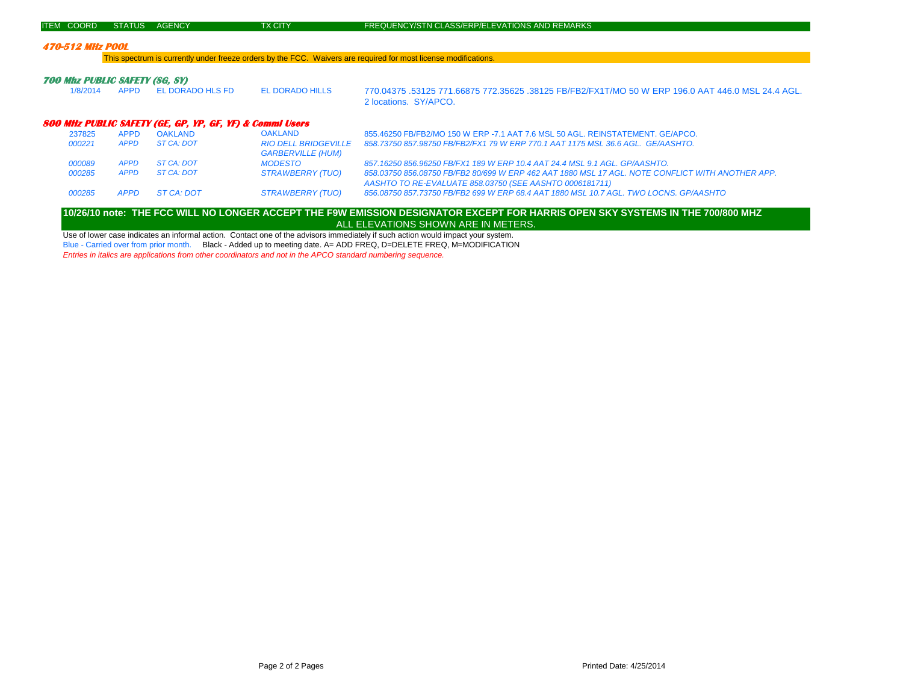| ITEM | COORD | STATUS | AGENCY | TX CITY | FREQUENCY/STN CLASS/ERP/ELEVATIONS AND REMARKS |
|---|---|---|---|---|---|

***470-512 MHz POOL***

This spectrum is currently under freeze orders by the FCC. Waivers are required for most license modifications.

***700 Mhz PUBLIC SAFETY (SG, SY)***

| ITEM | COORD | STATUS | AGENCY | TX CITY | FREQUENCY/STN CLASS/ERP/ELEVATIONS AND REMARKS |
|---|---|---|---|---|---|
| | 1/8/2014 | APPD | EL DORADO HLS FD | EL DORADO HILLS | 770.04375 .53125 771.66875 772.35625 .38125 FB/FB2/FX1T/MO 50 W ERP 196.0 AAT 446.0 MSL 24.4 AGL. 2 locations. SY/APCO. |

***800 MHz PUBLIC SAFETY (GE, GP, YP, GF, YF) & Comml Users***

| ITEM | COORD | STATUS | AGENCY | TX CITY | FREQUENCY/STN CLASS/ERP/ELEVATIONS AND REMARKS |
|---|---|---|---|---|---|
| | 237825 | APPD | OAKLAND | OAKLAND | 855.46250 FB/FB2/MO 150 W ERP -7.1 AAT 7.6 MSL 50 AGL. REINSTATEMENT. GE/APCO. |
| | *000221* | *APPD* | *ST CA: DOT* | *RIO DELL BRIDGEVILLE GARBERVILLE (HUM)* | *858.73750 857.98750 FB/FB2/FX1 79 W ERP 770.1 AAT 1175 MSL 36.6 AGL. GE/AASHTO.* |
| | *000089* | *APPD* | *ST CA: DOT* | *MODESTO* | *857.16250 856.96250 FB/FX1 189 W ERP 10.4 AAT 24.4 MSL 9.1 AGL. GP/AASHTO.* |
| | *000285* | *APPD* | *ST CA: DOT* | *STRAWBERRY (TUO)* | *858.03750 856.08750 FB/FB2 80/699 W ERP 462 AAT 1880 MSL 17 AGL. NOTE CONFLICT WITH ANOTHER APP. AASHTO TO RE-EVALUATE 858.03750 (SEE AASHTO 0006181711)* |
| | *000285* | *APPD* | *ST CA: DOT* | *STRAWBERRY (TUO)* | *856.08750 857.73750 FB/FB2 699 W ERP 68.4 AAT 1880 MSL 10.7 AGL. TWO LOCNS. GP/AASHTO* |

**10/26/10 note: THE FCC WILL NO LONGER ACCEPT THE F9W EMISSION DESIGNATOR EXCEPT FOR HARRIS OPEN SKY SYSTEMS IN THE 700/800 MHZ**

ALL ELEVATIONS SHOWN ARE IN METERS.

Use of lower case indicates an informal action. Contact one of the advisors immediately if such action would impact your system.

Blue - Carried over from prior month. Black - Added up to meeting date. A= ADD FREQ, D=DELETE FREQ, M=MODIFICATION

*Entries in italics are applications from other coordinators and not in the APCO standard numbering sequence.*

Printed Date: 4/25/2014